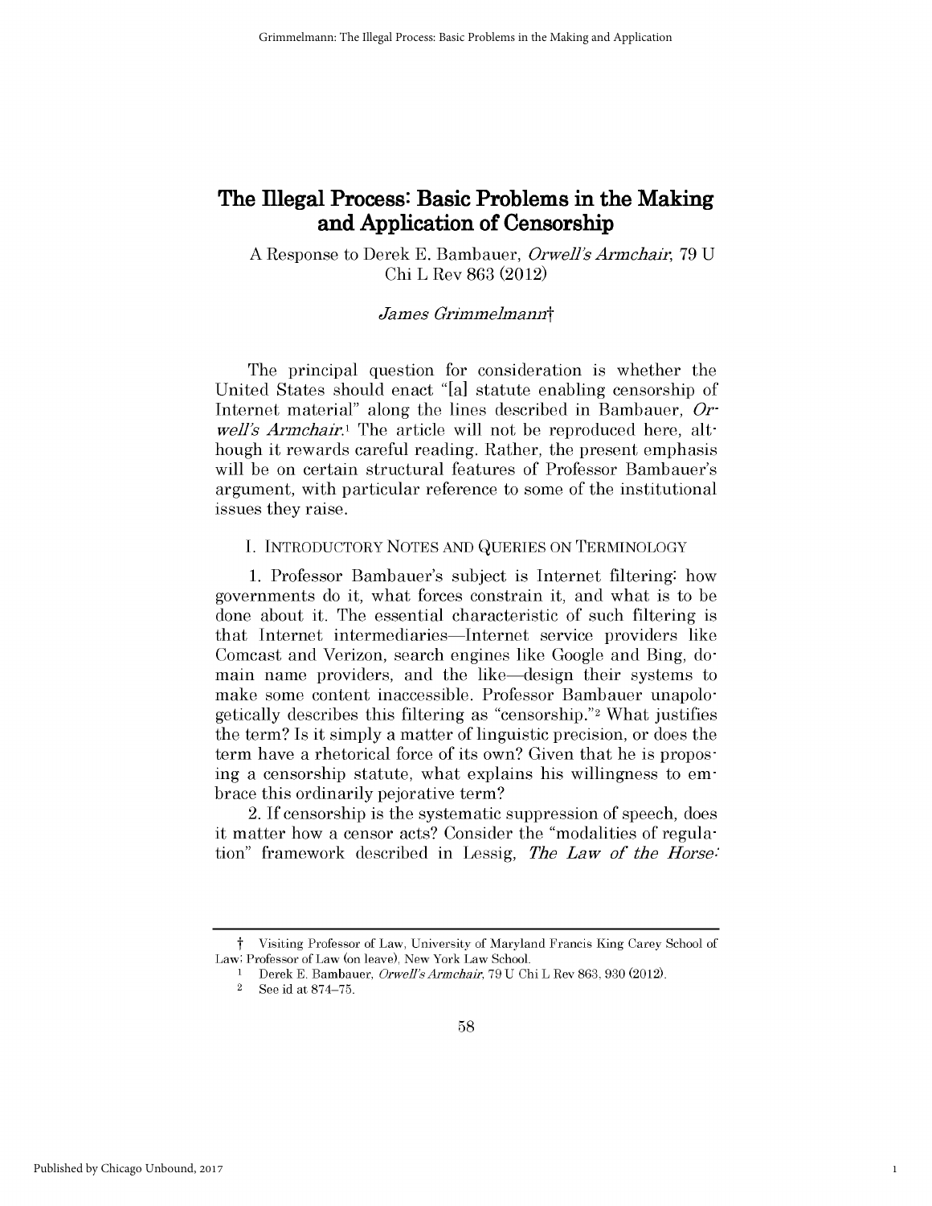# The Illegal Process: Basic Problems in the Making and Application of Censorship

A Response to Derek E. Bambauer, *Orwell's Armchair*, 79 U Chi L Rev 863 (2012)

*James Grimmelmann*†

The principal question for consideration is whether the United States should enact "[a] statute enabling censorship of Internet material" along the lines described in Bambauer, *Orwell's Armchair*.[1] The article will not be reproduced here, although it rewards careful reading. Rather, the present emphasis will be on certain structural features of Professor Bambauer's argument, with particular reference to some of the institutional issues they raise.

## I. Introductory Notes and Queries on Terminology

1. Professor Bambauer's subject is Internet filtering: how governments do it, what forces constrain it, and what is to be done about it. The essential characteristic of such filtering is that Internet intermediaries—Internet service providers like Comcast and Verizon, search engines like Google and Bing, domain name providers, and the like—design their systems to make some content inaccessible. Professor Bambauer unapologetically describes this filtering as "censorship."[2] What justifies the term? Is it simply a matter of linguistic precision, or does the term have a rhetorical force of its own? Given that he is proposing a censorship statute, what explains his willingness to embrace this ordinarily pejorative term?

2. If censorship is the systematic suppression of speech, does it matter how a censor acts? Consider the "modalities of regulation" framework described in Lessig, *The Law of the Horse:*

---

† Visiting Professor of Law, University of Maryland Francis King Carey School of Law; Professor of Law (on leave), New York Law School.

[1] Derek E. Bambauer, *Orwell's Armchair*, 79 U Chi L Rev 863, 930 (2012).

[2] See id at 874–75.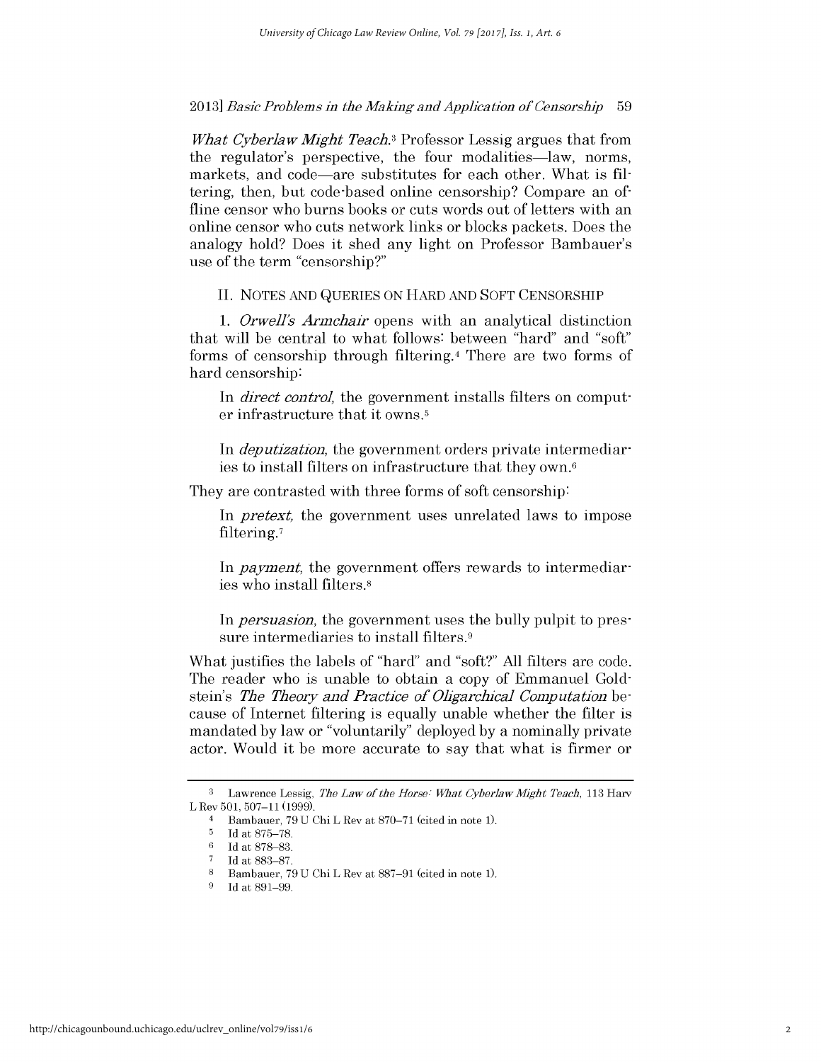*What Cyberlaw Might Teach*.[3] Professor Lessig argues that from the regulator's perspective, the four modalities—law, norms, markets, and code—are substitutes for each other. What is filtering, then, but code-based online censorship? Compare an offline censor who burns books or cuts words out of letters with an online censor who cuts network links or blocks packets. Does the analogy hold? Does it shed any light on Professor Bambauer's use of the term "censorship?"

## II. Notes and Queries on Hard and Soft Censorship

1. *Orwell's Armchair* opens with an analytical distinction that will be central to what follows: between "hard" and "soft" forms of censorship through filtering.[4] There are two forms of hard censorship:

> In *direct control*, the government installs filters on computer infrastructure that it owns.[5]
>
> In *deputization*, the government orders private intermediaries to install filters on infrastructure that they own.[6]

They are contrasted with three forms of soft censorship:

> In *pretext*, the government uses unrelated laws to impose filtering.[7]
>
> In *payment*, the government offers rewards to intermediaries who install filters.[8]
>
> In *persuasion*, the government uses the bully pulpit to pressure intermediaries to install filters.[9]

What justifies the labels of "hard" and "soft?" All filters are code. The reader who is unable to obtain a copy of Emmanuel Goldstein's *The Theory and Practice of Oligarchical Computation* because of Internet filtering is equally unable whether the filter is mandated by law or "voluntarily" deployed by a nominally private actor. Would it be more accurate to say that what is firmer or

---

[3] Lawrence Lessig, *The Law of the Horse: What Cyberlaw Might Teach*, 113 Harv L Rev 501, 507–11 (1999).

[4] Bambauer, 79 U Chi L Rev at 870–71 (cited in note 1).

[5] Id at 875–78.

[6] Id at 878–83.

[7] Id at 883–87.

[8] Bambauer, 79 U Chi L Rev at 887–91 (cited in note 1).

[9] Id at 891–99.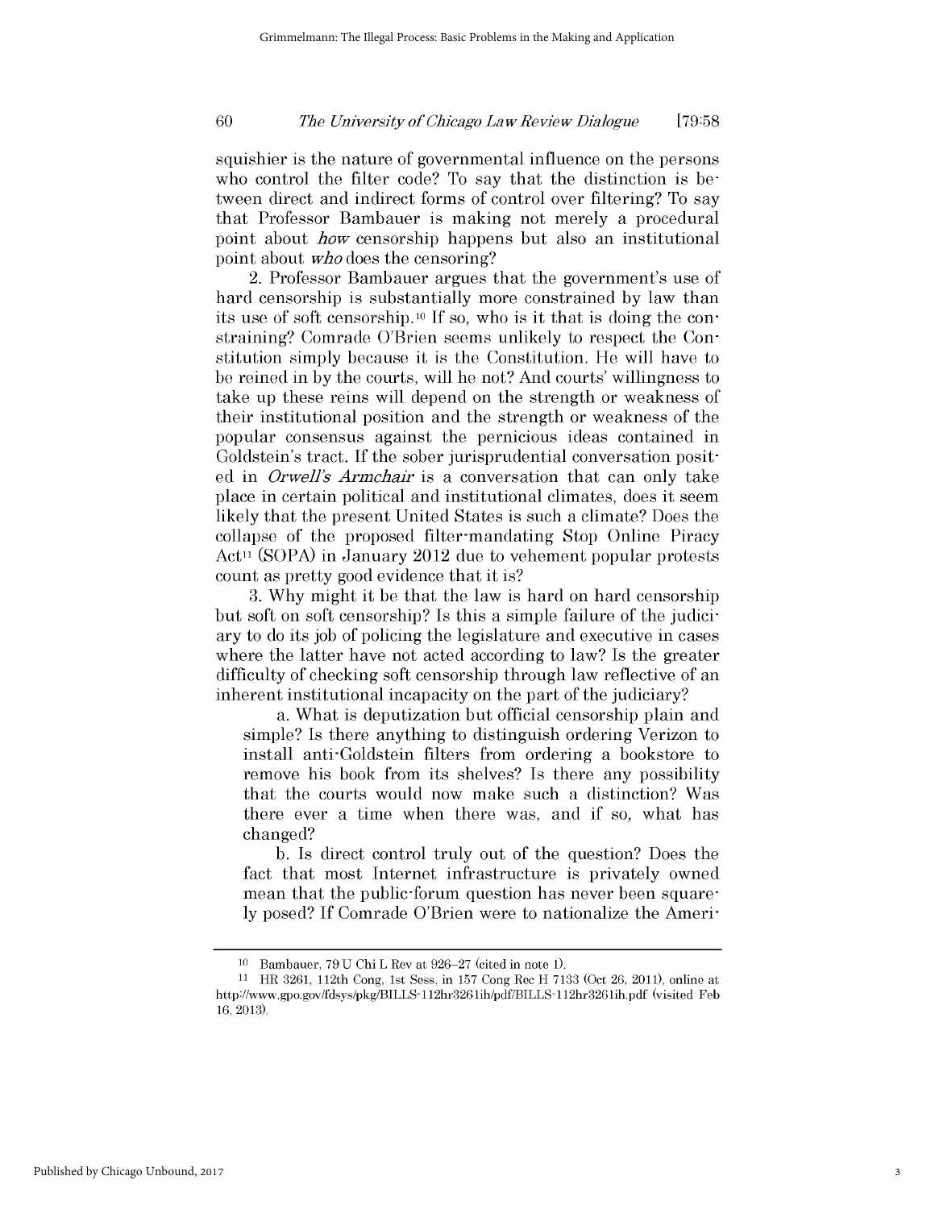squishier is the nature of governmental influence on the persons who control the filter code? To say that the distinction is between direct and indirect forms of control over filtering? To say that Professor Bambauer is making not merely a procedural point about *how* censorship happens but also an institutional point about *who* does the censoring?

2. Professor Bambauer argues that the government's use of hard censorship is substantially more constrained by law than its use of soft censorship.[10] If so, who is it that is doing the constraining? Comrade O'Brien seems unlikely to respect the Constitution simply because it is the Constitution. He will have to be reined in by the courts, will he not? And courts' willingness to take up these reins will depend on the strength or weakness of their institutional position and the strength or weakness of the popular consensus against the pernicious ideas contained in Goldstein's tract. If the sober jurisprudential conversation posited in *Orwell's Armchair* is a conversation that can only take place in certain political and institutional climates, does it seem likely that the present United States is such a climate? Does the collapse of the proposed filter-mandating Stop Online Piracy Act[11] (SOPA) in January 2012 due to vehement popular protests count as pretty good evidence that it is?

3. Why might it be that the law is hard on hard censorship but soft on soft censorship? Is this a simple failure of the judiciary to do its job of policing the legislature and executive in cases where the latter have not acted according to law? Is the greater difficulty of checking soft censorship through law reflective of an inherent institutional incapacity on the part of the judiciary?

a. What is deputization but official censorship plain and simple? Is there anything to distinguish ordering Verizon to install anti-Goldstein filters from ordering a bookstore to remove his book from its shelves? Is there any possibility that the courts would now make such a distinction? Was there ever a time when there was, and if so, what has changed?

b. Is direct control truly out of the question? Does the fact that most Internet infrastructure is privately owned mean that the public-forum question has never been squarely posed? If Comrade O'Brien were to nationalize the Ameri-

---

[10] Bambauer, 79 U Chi L Rev at 926–27 (cited in note 1).

[11] HR 3261, 112th Cong, 1st Sess, in 157 Cong Rec H 7133 (Oct 26, 2011), online at http://www.gpo.gov/fdsys/pkg/BILLS-112hr3261ih/pdf/BILLS-112hr3261ih.pdf (visited Feb 16, 2013).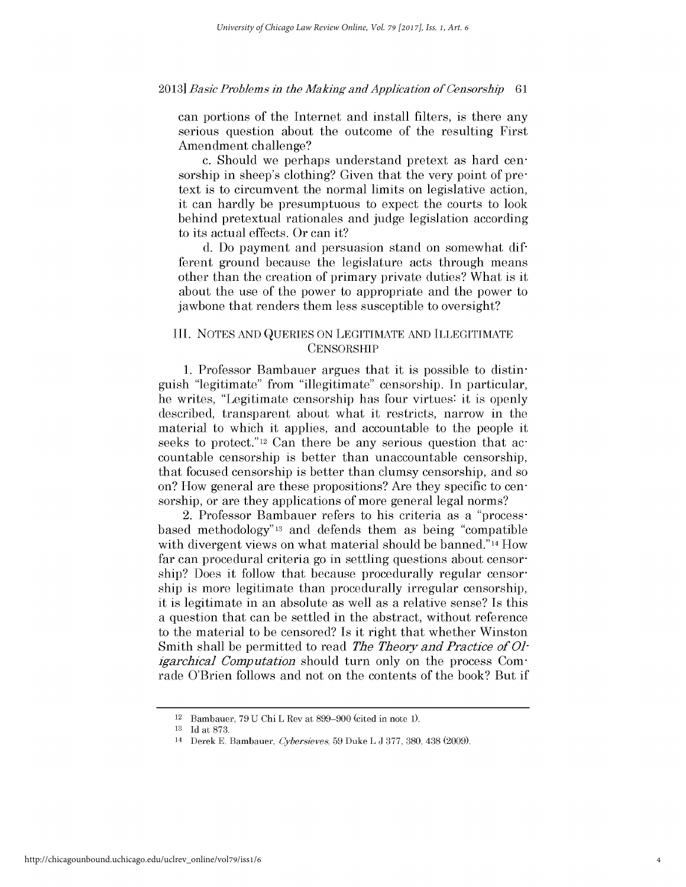can portions of the Internet and install filters, is there any serious question about the outcome of the resulting First Amendment challenge?

c. Should we perhaps understand pretext as hard censorship in sheep's clothing? Given that the very point of pretext is to circumvent the normal limits on legislative action, it can hardly be presumptuous to expect the courts to look behind pretextual rationales and judge legislation according to its actual effects. Or can it?

d. Do payment and persuasion stand on somewhat different ground because the legislature acts through means other than the creation of primary private duties? What is it about the use of the power to appropriate and the power to jawbone that renders them less susceptible to oversight?

## III. NOTES AND QUERIES ON LEGITIMATE AND ILLEGITIMATE CENSORSHIP

1. Professor Bambauer argues that it is possible to distinguish "legitimate" from "illegitimate" censorship. In particular, he writes, "Legitimate censorship has four virtues: it is openly described, transparent about what it restricts, narrow in the material to which it applies, and accountable to the people it seeks to protect."[12] Can there be any serious question that accountable censorship is better than unaccountable censorship, that focused censorship is better than clumsy censorship, and so on? How general are these propositions? Are they specific to censorship, or are they applications of more general legal norms?

2. Professor Bambauer refers to his criteria as a "process-based methodology"[13] and defends them as being "compatible with divergent views on what material should be banned."[14] How far can procedural criteria go in settling questions about censorship? Does it follow that because procedurally regular censorship is more legitimate than procedurally irregular censorship, it is legitimate in an absolute as well as a relative sense? Is this a question that can be settled in the abstract, without reference to the material to be censored? Is it right that whether Winston Smith shall be permitted to read *The Theory and Practice of Oligarchical Computation* should turn only on the process Comrade O'Brien follows and not on the contents of the book? But if

---

[12] Bambauer, 79 U Chi L Rev at 899–900 (cited in note 1).

[13] Id at 873.

[14] Derek E. Bambauer, *Cybersieves*, 59 Duke L J 377, 380, 438 (2009).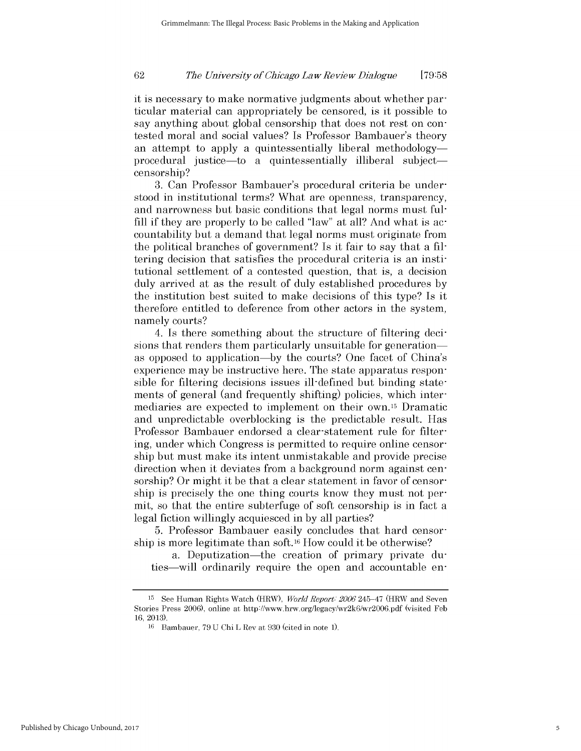it is necessary to make normative judgments about whether particular material can appropriately be censored, is it possible to say anything about global censorship that does not rest on contested moral and social values? Is Professor Bambauer's theory an attempt to apply a quintessentially liberal methodology—procedural justice—to a quintessentially illiberal subject—censorship?

3. Can Professor Bambauer's procedural criteria be understood in institutional terms? What are openness, transparency, and narrowness but basic conditions that legal norms must fulfill if they are properly to be called "law" at all? And what is accountability but a demand that legal norms must originate from the political branches of government? Is it fair to say that a filtering decision that satisfies the procedural criteria is an institutional settlement of a contested question, that is, a decision duly arrived at as the result of duly established procedures by the institution best suited to make decisions of this type? Is it therefore entitled to deference from other actors in the system, namely courts?

4. Is there something about the structure of filtering decisions that renders them particularly unsuitable for generation—as opposed to application—by the courts? One facet of China's experience may be instructive here. The state apparatus responsible for filtering decisions issues ill-defined but binding statements of general (and frequently shifting) policies, which intermediaries are expected to implement on their own.[15] Dramatic and unpredictable overblocking is the predictable result. Has Professor Bambauer endorsed a clear-statement rule for filtering, under which Congress is permitted to require online censorship but must make its intent unmistakable and provide precise direction when it deviates from a background norm against censorship? Or might it be that a clear statement in favor of censorship is precisely the one thing courts know they must not permit, so that the entire subterfuge of soft censorship is in fact a legal fiction willingly acquiesced in by all parties?

5. Professor Bambauer easily concludes that hard censorship is more legitimate than soft.[16] How could it be otherwise?

a. Deputization—the creation of primary private duties—will ordinarily require the open and accountable en-

---

[15] See Human Rights Watch (HRW), *World Report: 2006* 245–47 (HRW and Seven Stories Press 2006), online at http://www.hrw.org/legacy/wr2k6/wr2006.pdf (visited Feb 16, 2013).

[16] Bambauer, 79 U Chi L Rev at 930 (cited in note 1).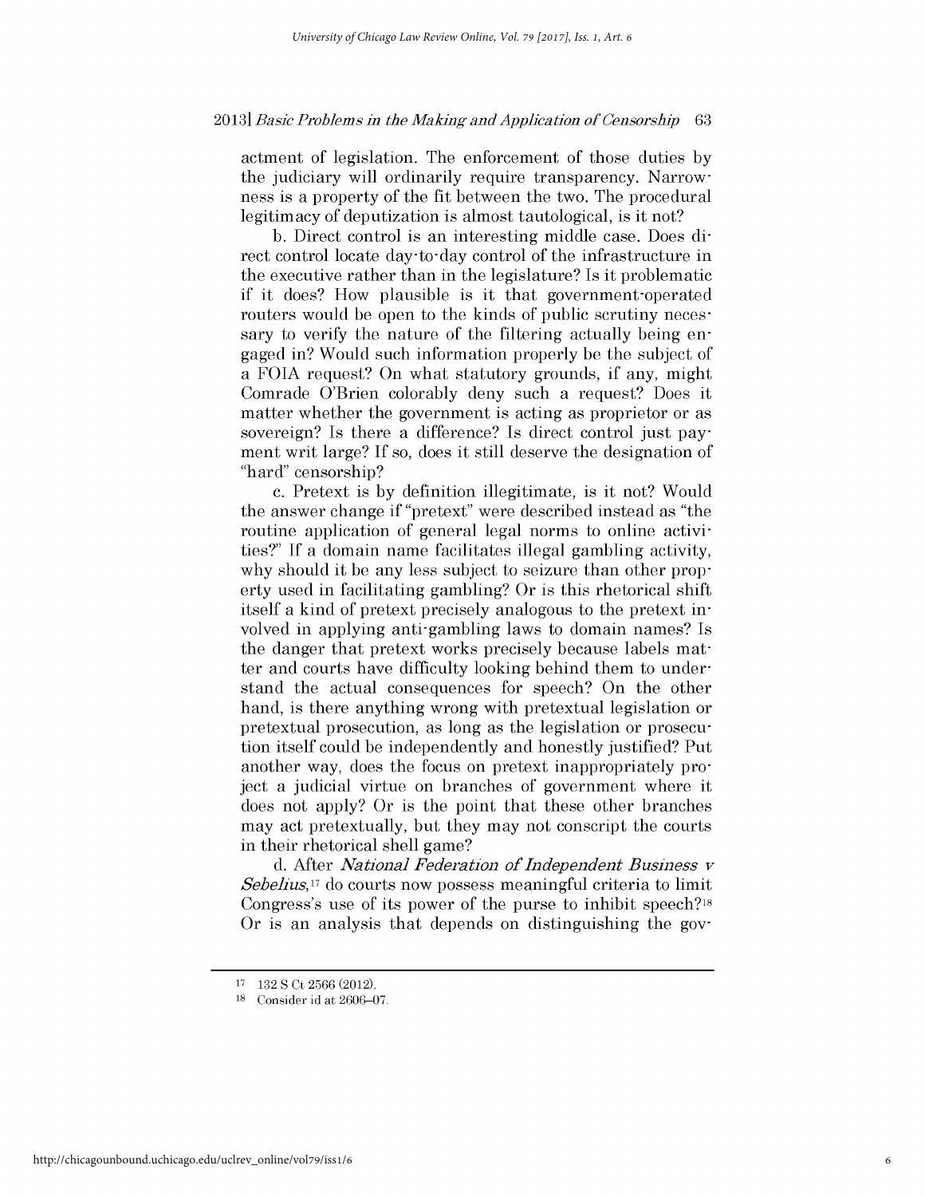actment of legislation. The enforcement of those duties by the judiciary will ordinarily require transparency. Narrowness is a property of the fit between the two. The procedural legitimacy of deputization is almost tautological, is it not?

b. Direct control is an interesting middle case. Does direct control locate day-to-day control of the infrastructure in the executive rather than in the legislature? Is it problematic if it does? How plausible is it that government-operated routers would be open to the kinds of public scrutiny necessary to verify the nature of the filtering actually being engaged in? Would such information properly be the subject of a FOIA request? On what statutory grounds, if any, might Comrade O'Brien colorably deny such a request? Does it matter whether the government is acting as proprietor or as sovereign? Is there a difference? Is direct control just payment writ large? If so, does it still deserve the designation of "hard" censorship?

c. Pretext is by definition illegitimate, is it not? Would the answer change if "pretext" were described instead as "the routine application of general legal norms to online activities?" If a domain name facilitates illegal gambling activity, why should it be any less subject to seizure than other property used in facilitating gambling? Or is this rhetorical shift itself a kind of pretext precisely analogous to the pretext involved in applying anti-gambling laws to domain names? Is the danger that pretext works precisely because labels matter and courts have difficulty looking behind them to understand the actual consequences for speech? On the other hand, is there anything wrong with pretextual legislation or pretextual prosecution, as long as the legislation or prosecution itself could be independently and honestly justified? Put another way, does the focus on pretext inappropriately project a judicial virtue on branches of government where it does not apply? Or is the point that these other branches may act pretextually, but they may not conscript the courts in their rhetorical shell game?

d. After *National Federation of Independent Business v Sebelius*,[17] do courts now possess meaningful criteria to limit Congress's use of its power of the purse to inhibit speech?[18] Or is an analysis that depends on distinguishing the gov-

---

[17] 132 S Ct 2566 (2012).

[18] Consider id at 2606–07.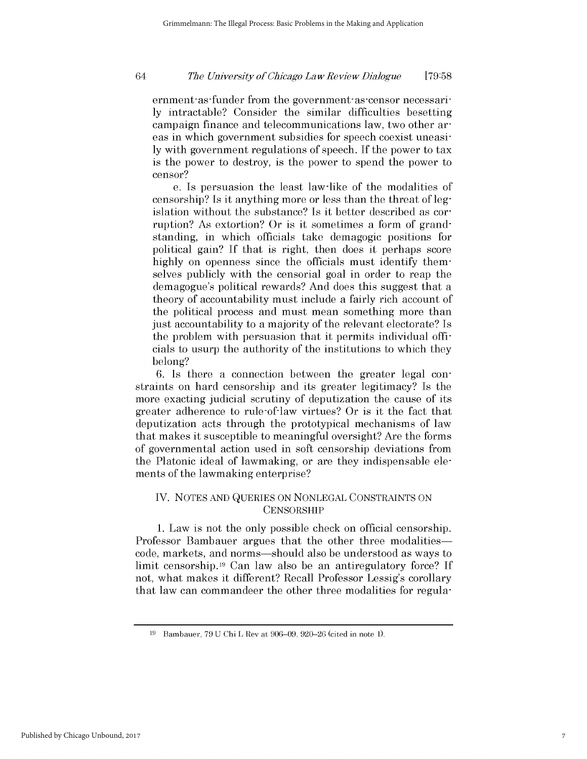ernment-as-funder from the government-as-censor necessarily intractable? Consider the similar difficulties besetting campaign finance and telecommunications law, two other areas in which government subsidies for speech coexist uneasily with government regulations of speech. If the power to tax is the power to destroy, is the power to spend the power to censor?

e. Is persuasion the least law-like of the modalities of censorship? Is it anything more or less than the threat of legislation without the substance? Is it better described as corruption? As extortion? Or is it sometimes a form of grandstanding, in which officials take demagogic positions for political gain? If that is right, then does it perhaps score highly on openness since the officials must identify themselves publicly with the censorial goal in order to reap the demagogue's political rewards? And does this suggest that a theory of accountability must include a fairly rich account of the political process and must mean something more than just accountability to a majority of the relevant electorate? Is the problem with persuasion that it permits individual officials to usurp the authority of the institutions to which they belong?

6. Is there a connection between the greater legal constraints on hard censorship and its greater legitimacy? Is the more exacting judicial scrutiny of deputization the cause of its greater adherence to rule-of-law virtues? Or is it the fact that deputization acts through the prototypical mechanisms of law that makes it susceptible to meaningful oversight? Are the forms of governmental action used in soft censorship deviations from the Platonic ideal of lawmaking, or are they indispensable elements of the lawmaking enterprise?

## IV. NOTES AND QUERIES ON NONLEGAL CONSTRAINTS ON CENSORSHIP

1. Law is not the only possible check on official censorship. Professor Bambauer argues that the other three modalities—code, markets, and norms—should also be understood as ways to limit censorship.[19] Can law also be an antiregulatory force? If not, what makes it different? Recall Professor Lessig's corollary that law can commandeer the other three modalities for regula-

[19] Bambauer, 79 U Chi L Rev at 906–09, 920–26 (cited in note 1).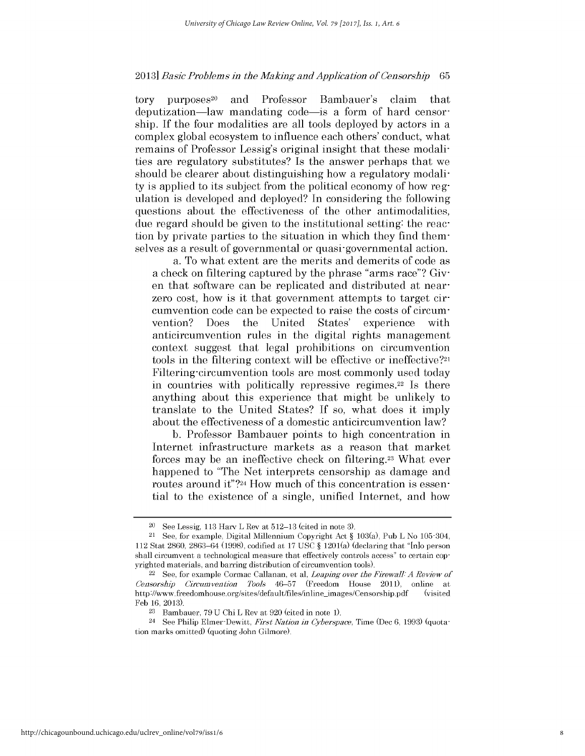tory purposes[20] and Professor Bambauer's claim that deputization—law mandating code—is a form of hard censorship. If the four modalities are all tools deployed by actors in a complex global ecosystem to influence each others' conduct, what remains of Professor Lessig's original insight that these modalities are regulatory substitutes? Is the answer perhaps that we should be clearer about distinguishing how a regulatory modality is applied to its subject from the political economy of how regulation is developed and deployed? In considering the following questions about the effectiveness of the other antimodalities, due regard should be given to the institutional setting: the reaction by private parties to the situation in which they find themselves as a result of governmental or quasi-governmental action.

a. To what extent are the merits and demerits of code as a check on filtering captured by the phrase "arms race"? Given that software can be replicated and distributed at near-zero cost, how is it that government attempts to target circumvention code can be expected to raise the costs of circumvention? Does the United States' experience with anticircumvention rules in the digital rights management context suggest that legal prohibitions on circumvention tools in the filtering context will be effective or ineffective?[21] Filtering-circumvention tools are most commonly used today in countries with politically repressive regimes.[22] Is there anything about this experience that might be unlikely to translate to the United States? If so, what does it imply about the effectiveness of a domestic anticircumvention law?

b. Professor Bambauer points to high concentration in Internet infrastructure markets as a reason that market forces may be an ineffective check on filtering.[23] What ever happened to "The Net interprets censorship as damage and routes around it"?[24] How much of this concentration is essential to the existence of a single, unified Internet, and how

---

[20] See Lessig, 113 Harv L Rev at 512–13 (cited in note 3).

[21] See, for example, Digital Millennium Copyright Act § 103(a), Pub L No 105-304, 112 Stat 2860, 2863–64 (1998), codified at 17 USC § 1201(a) (declaring that "[n]o person shall circumvent a technological measure that effectively controls access" to certain copyrighted materials, and barring distribution of circumvention tools).

[22] See, for example Cormac Callanan, et al, *Leaping over the Firewall: A Review of Censorship Circumvention Tools* 46–57 (Freedom House 2011), online at http://www.freedomhouse.org/sites/default/files/inline_images/Censorship.pdf (visited Feb 16, 2013).

[23] Bambauer, 79 U Chi L Rev at 920 (cited in note 1).

[24] See Philip Elmer-Dewitt, *First Nation in Cyberspace*, Time (Dec 6, 1993) (quotation marks omitted) (quoting John Gilmore).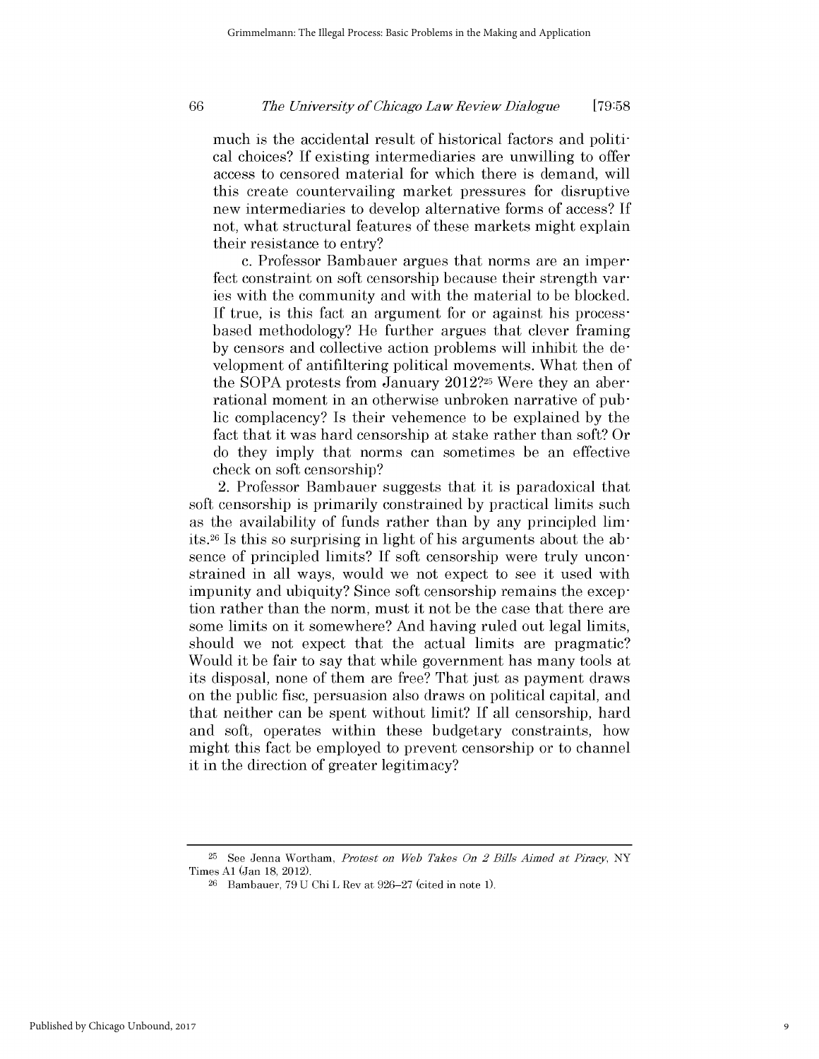much is the accidental result of historical factors and political choices? If existing intermediaries are unwilling to offer access to censored material for which there is demand, will this create countervailing market pressures for disruptive new intermediaries to develop alternative forms of access? If not, what structural features of these markets might explain their resistance to entry?

c. Professor Bambauer argues that norms are an imperfect constraint on soft censorship because their strength varies with the community and with the material to be blocked. If true, is this fact an argument for or against his process-based methodology? He further argues that clever framing by censors and collective action problems will inhibit the development of antifiltering political movements. What then of the SOPA protests from January 2012?[25] Were they an aberrational moment in an otherwise unbroken narrative of public complacency? Is their vehemence to be explained by the fact that it was hard censorship at stake rather than soft? Or do they imply that norms can sometimes be an effective check on soft censorship?

2. Professor Bambauer suggests that it is paradoxical that soft censorship is primarily constrained by practical limits such as the availability of funds rather than by any principled limits.[26] Is this so surprising in light of his arguments about the absence of principled limits? If soft censorship were truly unconstrained in all ways, would we not expect to see it used with impunity and ubiquity? Since soft censorship remains the exception rather than the norm, must it not be the case that there are some limits on it somewhere? And having ruled out legal limits, should we not expect that the actual limits are pragmatic? Would it be fair to say that while government has many tools at its disposal, none of them are free? That just as payment draws on the public fisc, persuasion also draws on political capital, and that neither can be spent without limit? If all censorship, hard and soft, operates within these budgetary constraints, how might this fact be employed to prevent censorship or to channel it in the direction of greater legitimacy?

---

[25] See Jenna Wortham, *Protest on Web Takes On 2 Bills Aimed at Piracy*, NY Times A1 (Jan 18, 2012).

[26] Bambauer, 79 U Chi L Rev at 926–27 (cited in note 1).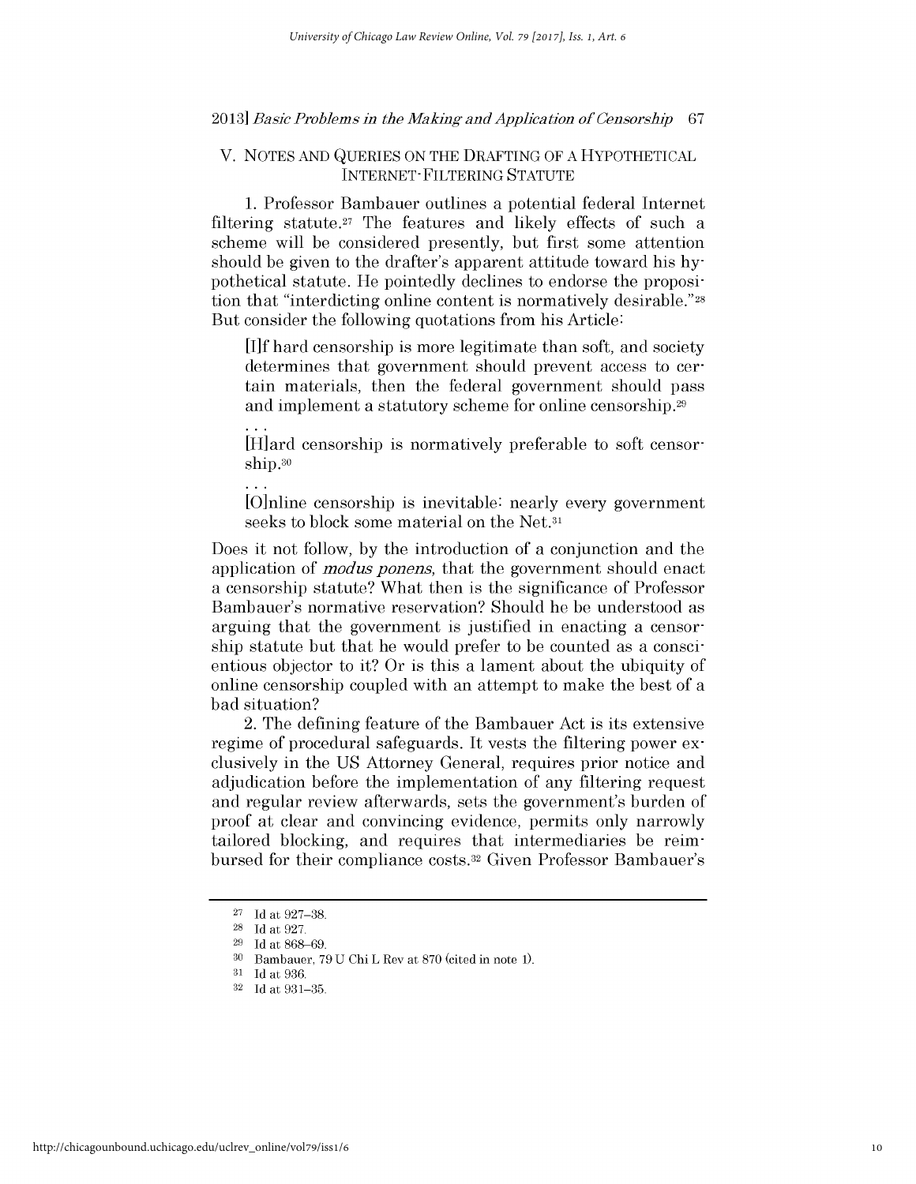## V. NOTES AND QUERIES ON THE DRAFTING OF A HYPOTHETICAL INTERNET-FILTERING STATUTE

1. Professor Bambauer outlines a potential federal Internet filtering statute.[27] The features and likely effects of such a scheme will be considered presently, but first some attention should be given to the drafter's apparent attitude toward his hypothetical statute. He pointedly declines to endorse the proposition that "interdicting online content is normatively desirable."[28] But consider the following quotations from his Article:

> [I]f hard censorship is more legitimate than soft, and society determines that government should prevent access to certain materials, then the federal government should pass and implement a statutory scheme for online censorship.[29]
>
> . . .
>
> [H]ard censorship is normatively preferable to soft censorship.[30]
>
> . . .
>
> [O]nline censorship is inevitable: nearly every government seeks to block some material on the Net.[31]

Does it not follow, by the introduction of a conjunction and the application of *modus ponens*, that the government should enact a censorship statute? What then is the significance of Professor Bambauer's normative reservation? Should he be understood as arguing that the government is justified in enacting a censorship statute but that he would prefer to be counted as a conscientious objector to it? Or is this a lament about the ubiquity of online censorship coupled with an attempt to make the best of a bad situation?

2. The defining feature of the Bambauer Act is its extensive regime of procedural safeguards. It vests the filtering power exclusively in the US Attorney General, requires prior notice and adjudication before the implementation of any filtering request and regular review afterwards, sets the government's burden of proof at clear and convincing evidence, permits only narrowly tailored blocking, and requires that intermediaries be reimbursed for their compliance costs.[32] Given Professor Bambauer's

---

[27] Id at 927–38.

[28] Id at 927.

[29] Id at 868–69.

[30] Bambauer, 79 U Chi L Rev at 870 (cited in note 1).

[31] Id at 936.

[32] Id at 931–35.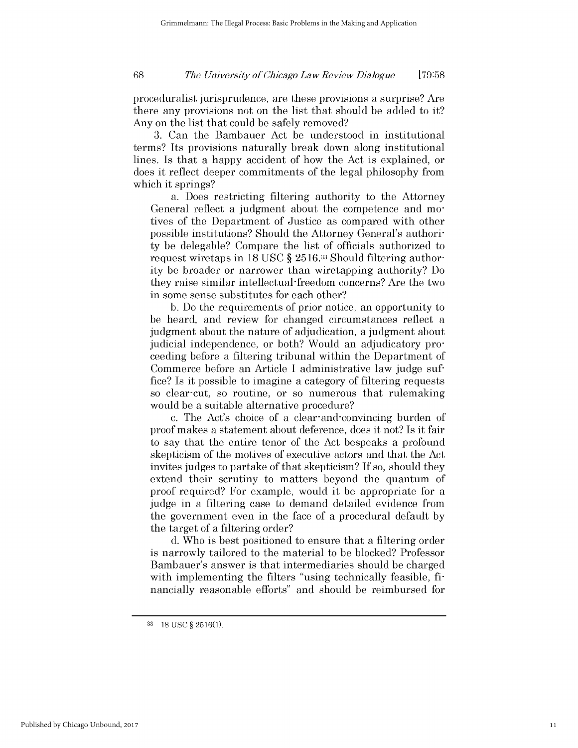proceduralist jurisprudence, are these provisions a surprise? Are there any provisions not on the list that should be added to it? Any on the list that could be safely removed?

3. Can the Bambauer Act be understood in institutional terms? Its provisions naturally break down along institutional lines. Is that a happy accident of how the Act is explained, or does it reflect deeper commitments of the legal philosophy from which it springs?

a. Does restricting filtering authority to the Attorney General reflect a judgment about the competence and motives of the Department of Justice as compared with other possible institutions? Should the Attorney General's authority be delegable? Compare the list of officials authorized to request wiretaps in 18 USC § 2516.[33] Should filtering authority be broader or narrower than wiretapping authority? Do they raise similar intellectual-freedom concerns? Are the two in some sense substitutes for each other?

b. Do the requirements of prior notice, an opportunity to be heard, and review for changed circumstances reflect a judgment about the nature of adjudication, a judgment about judicial independence, or both? Would an adjudicatory proceeding before a filtering tribunal within the Department of Commerce before an Article I administrative law judge suffice? Is it possible to imagine a category of filtering requests so clear-cut, so routine, or so numerous that rulemaking would be a suitable alternative procedure?

c. The Act's choice of a clear-and-convincing burden of proof makes a statement about deference, does it not? Is it fair to say that the entire tenor of the Act bespeaks a profound skepticism of the motives of executive actors and that the Act invites judges to partake of that skepticism? If so, should they extend their scrutiny to matters beyond the quantum of proof required? For example, would it be appropriate for a judge in a filtering case to demand detailed evidence from the government even in the face of a procedural default by the target of a filtering order?

d. Who is best positioned to ensure that a filtering order is narrowly tailored to the material to be blocked? Professor Bambauer's answer is that intermediaries should be charged with implementing the filters "using technically feasible, financially reasonable efforts" and should be reimbursed for

---

[33] 18 USC § 2516(1).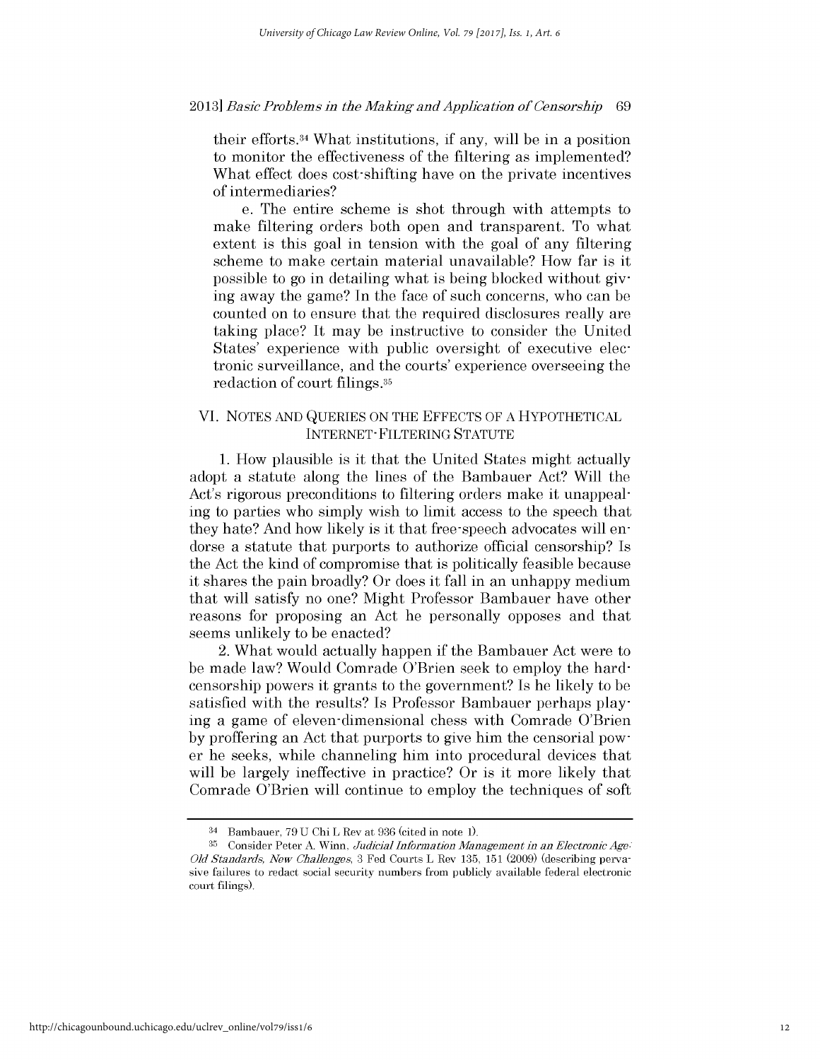their efforts.[34] What institutions, if any, will be in a position to monitor the effectiveness of the filtering as implemented? What effect does cost-shifting have on the private incentives of intermediaries?

e. The entire scheme is shot through with attempts to make filtering orders both open and transparent. To what extent is this goal in tension with the goal of any filtering scheme to make certain material unavailable? How far is it possible to go in detailing what is being blocked without giving away the game? In the face of such concerns, who can be counted on to ensure that the required disclosures really are taking place? It may be instructive to consider the United States' experience with public oversight of executive electronic surveillance, and the courts' experience overseeing the redaction of court filings.[35]

## VI. NOTES AND QUERIES ON THE EFFECTS OF A HYPOTHETICAL INTERNET-FILTERING STATUTE

1. How plausible is it that the United States might actually adopt a statute along the lines of the Bambauer Act? Will the Act's rigorous preconditions to filtering orders make it unappealing to parties who simply wish to limit access to the speech that they hate? And how likely is it that free-speech advocates will endorse a statute that purports to authorize official censorship? Is the Act the kind of compromise that is politically feasible because it shares the pain broadly? Or does it fall in an unhappy medium that will satisfy no one? Might Professor Bambauer have other reasons for proposing an Act he personally opposes and that seems unlikely to be enacted?

2. What would actually happen if the Bambauer Act were to be made law? Would Comrade O'Brien seek to employ the hard-censorship powers it grants to the government? Is he likely to be satisfied with the results? Is Professor Bambauer perhaps playing a game of eleven-dimensional chess with Comrade O'Brien by proffering an Act that purports to give him the censorial power he seeks, while channeling him into procedural devices that will be largely ineffective in practice? Or is it more likely that Comrade O'Brien will continue to employ the techniques of soft

---

[34] Bambauer, 79 U Chi L Rev at 936 (cited in note 1).

[35] Consider Peter A. Winn, *Judicial Information Management in an Electronic Age: Old Standards, New Challenges*, 3 Fed Courts L Rev 135, 151 (2009) (describing pervasive failures to redact social security numbers from publicly available federal electronic court filings).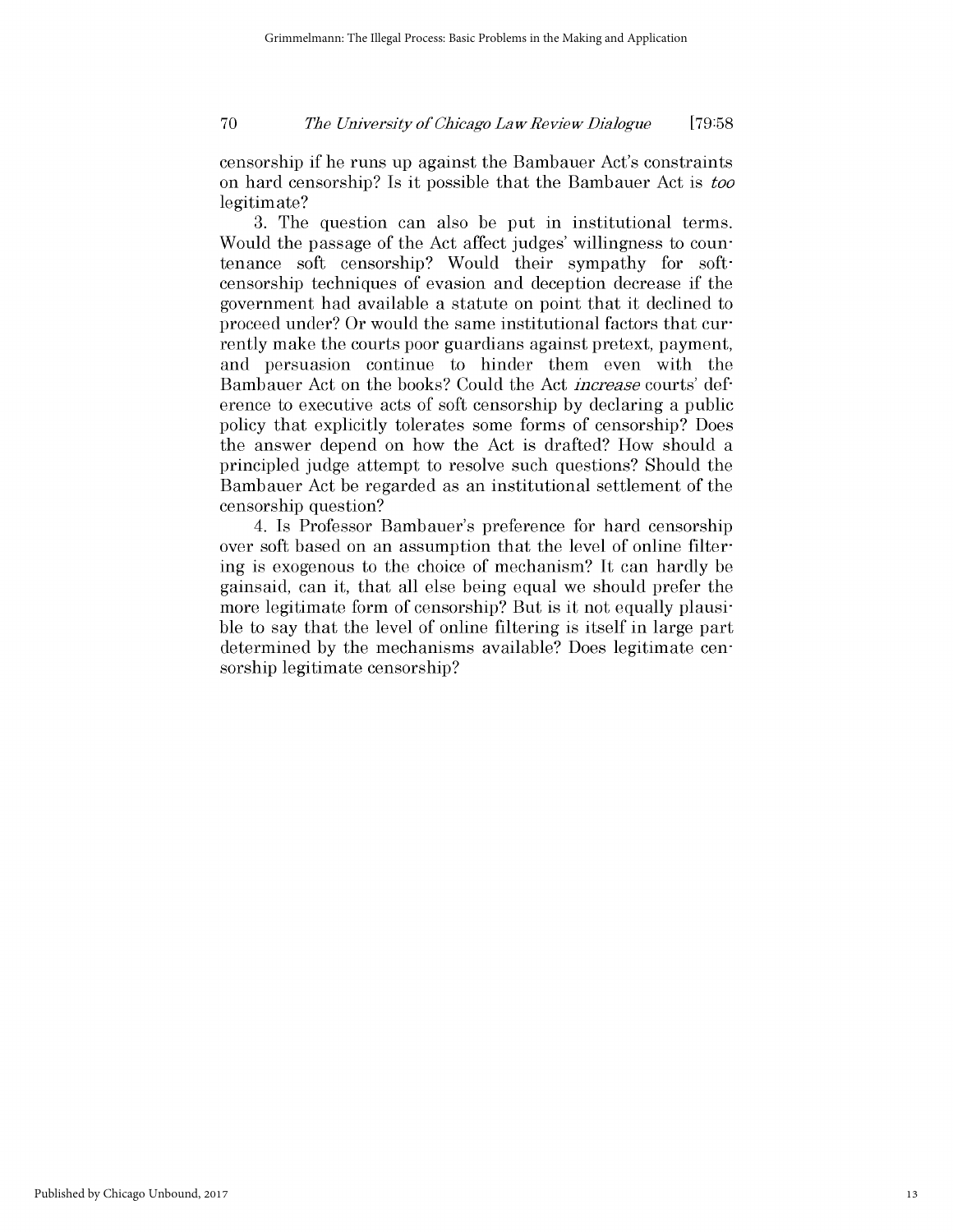censorship if he runs up against the Bambauer Act's constraints on hard censorship? Is it possible that the Bambauer Act is *too* legitimate?

3. The question can also be put in institutional terms. Would the passage of the Act affect judges' willingness to countenance soft censorship? Would their sympathy for soft-censorship techniques of evasion and deception decrease if the government had available a statute on point that it declined to proceed under? Or would the same institutional factors that currently make the courts poor guardians against pretext, payment, and persuasion continue to hinder them even with the Bambauer Act on the books? Could the Act *increase* courts' deference to executive acts of soft censorship by declaring a public policy that explicitly tolerates some forms of censorship? Does the answer depend on how the Act is drafted? How should a principled judge attempt to resolve such questions? Should the Bambauer Act be regarded as an institutional settlement of the censorship question?

4. Is Professor Bambauer's preference for hard censorship over soft based on an assumption that the level of online filtering is exogenous to the choice of mechanism? It can hardly be gainsaid, can it, that all else being equal we should prefer the more legitimate form of censorship? But is it not equally plausible to say that the level of online filtering is itself in large part determined by the mechanisms available? Does legitimate censorship legitimate censorship?